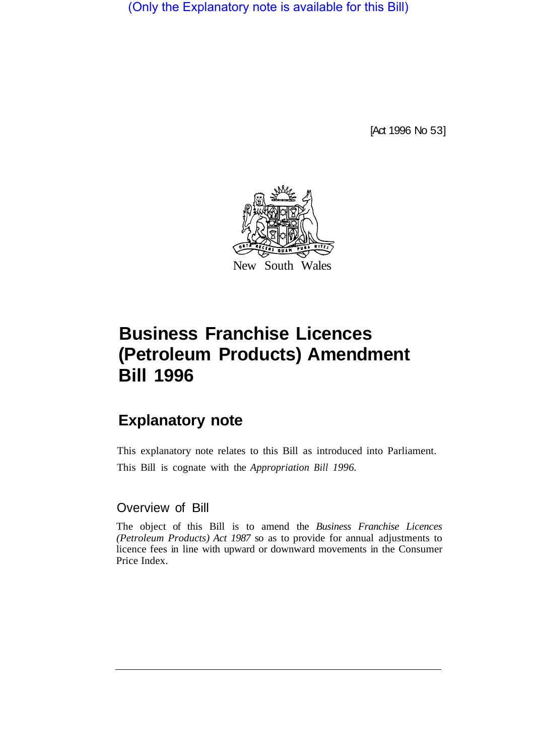(Only the Explanatory note is available for this Bill)

[Act 1996 No 53]

New South Wales

# Business Franchise Licences (Petroleum Products) Amendment Bill 1996

## Explanatory note

This explanatory note relates to this Bill as introduced into Parliament.

This Bill is cognate with the *Appropriation Bill 1996*.

### Overview of Bill

The object of this Bill is to amend the *Business Franchise Licences (Petroleum Products) Act 1987* so as to provide for annual adjustments to licence fees in line with upward or downward movements in the Consumer Price Index.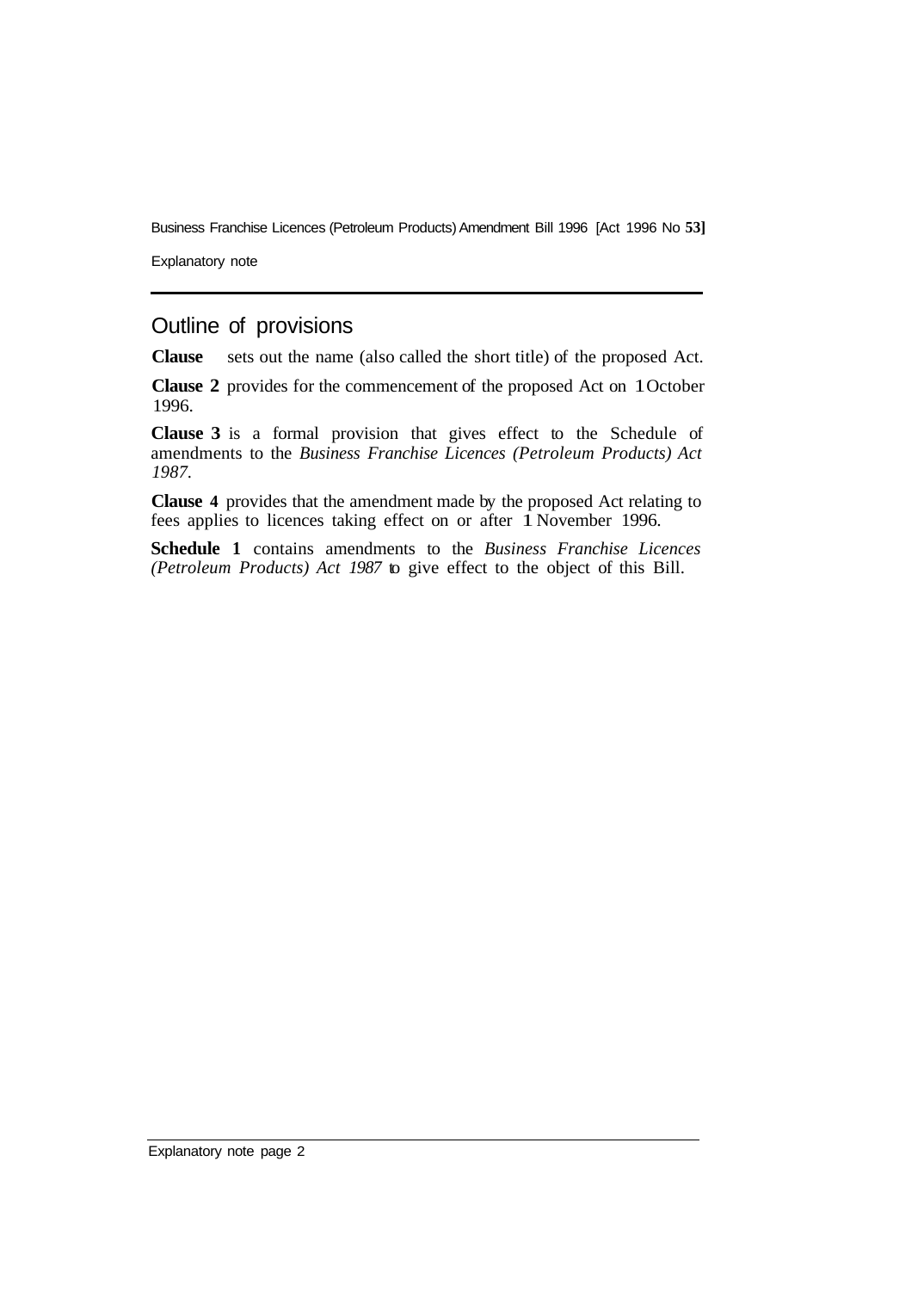## Outline of provisions

**Clause** sets out the name (also called the short title) of the proposed Act.

**Clause 2** provides for the commencement of the proposed Act on 1 October 1996.

**Clause 3** is a formal provision that gives effect to the Schedule of amendments to the *Business Franchise Licences (Petroleum Products) Act 1987*.

**Clause 4** provides that the amendment made by the proposed Act relating to fees applies to licences taking effect on or after 1 November 1996.

**Schedule 1** contains amendments to the *Business Franchise Licences (Petroleum Products) Act 1987* to give effect to the object of this Bill.